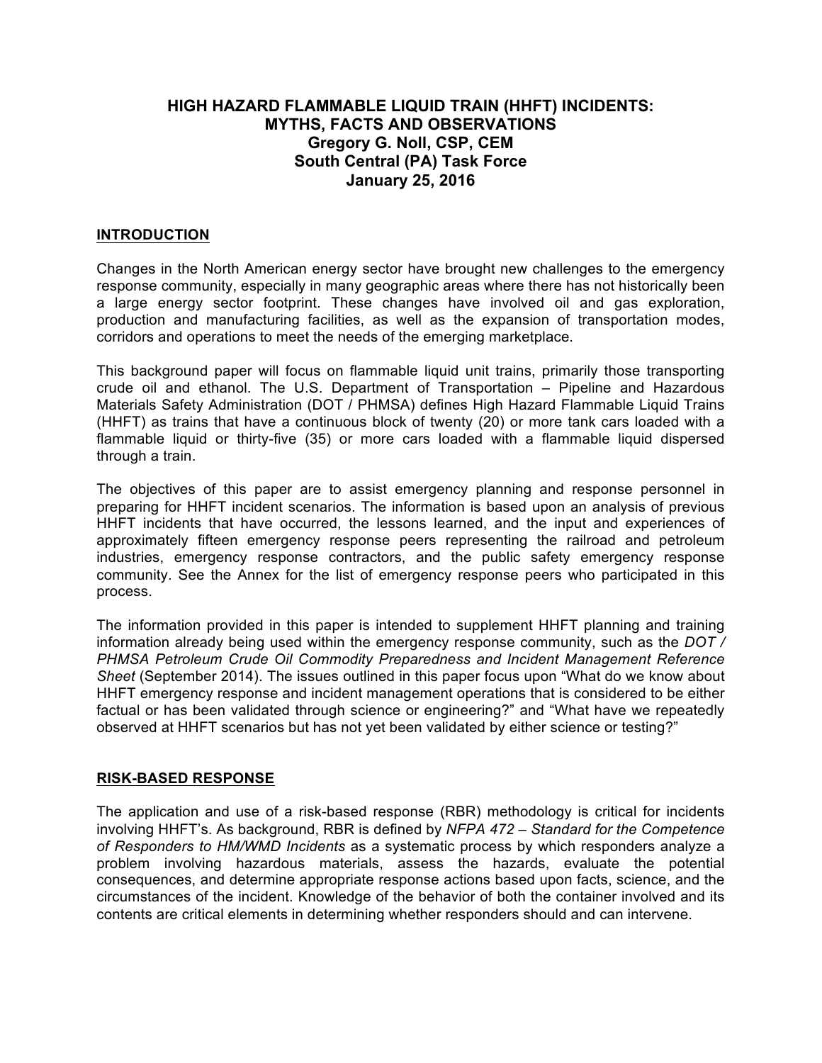# HIGH HAZARD FLAMMABLE LIQUID TRAIN (HHFT) INCIDENTS: MYTHS, FACTS AND OBSERVATIONS

**Gregory G. Noll, CSP, CEM**
**South Central (PA) Task Force**
**January 25, 2016**

## INTRODUCTION

Changes in the North American energy sector have brought new challenges to the emergency response community, especially in many geographic areas where there has not historically been a large energy sector footprint. These changes have involved oil and gas exploration, production and manufacturing facilities, as well as the expansion of transportation modes, corridors and operations to meet the needs of the emerging marketplace.

This background paper will focus on flammable liquid unit trains, primarily those transporting crude oil and ethanol. The U.S. Department of Transportation – Pipeline and Hazardous Materials Safety Administration (DOT / PHMSA) defines High Hazard Flammable Liquid Trains (HHFT) as trains that have a continuous block of twenty (20) or more tank cars loaded with a flammable liquid or thirty-five (35) or more cars loaded with a flammable liquid dispersed through a train.

The objectives of this paper are to assist emergency planning and response personnel in preparing for HHFT incident scenarios. The information is based upon an analysis of previous HHFT incidents that have occurred, the lessons learned, and the input and experiences of approximately fifteen emergency response peers representing the railroad and petroleum industries, emergency response contractors, and the public safety emergency response community. See the Annex for the list of emergency response peers who participated in this process.

The information provided in this paper is intended to supplement HHFT planning and training information already being used within the emergency response community, such as the *DOT / PHMSA Petroleum Crude Oil Commodity Preparedness and Incident Management Reference Sheet* (September 2014). The issues outlined in this paper focus upon "What do we know about HHFT emergency response and incident management operations that is considered to be either factual or has been validated through science or engineering?" and "What have we repeatedly observed at HHFT scenarios but has not yet been validated by either science or testing?"

## RISK-BASED RESPONSE

The application and use of a risk-based response (RBR) methodology is critical for incidents involving HHFT's. As background, RBR is defined by *NFPA 472 – Standard for the Competence of Responders to HM/WMD Incidents* as a systematic process by which responders analyze a problem involving hazardous materials, assess the hazards, evaluate the potential consequences, and determine appropriate response actions based upon facts, science, and the circumstances of the incident. Knowledge of the behavior of both the container involved and its contents are critical elements in determining whether responders should and can intervene.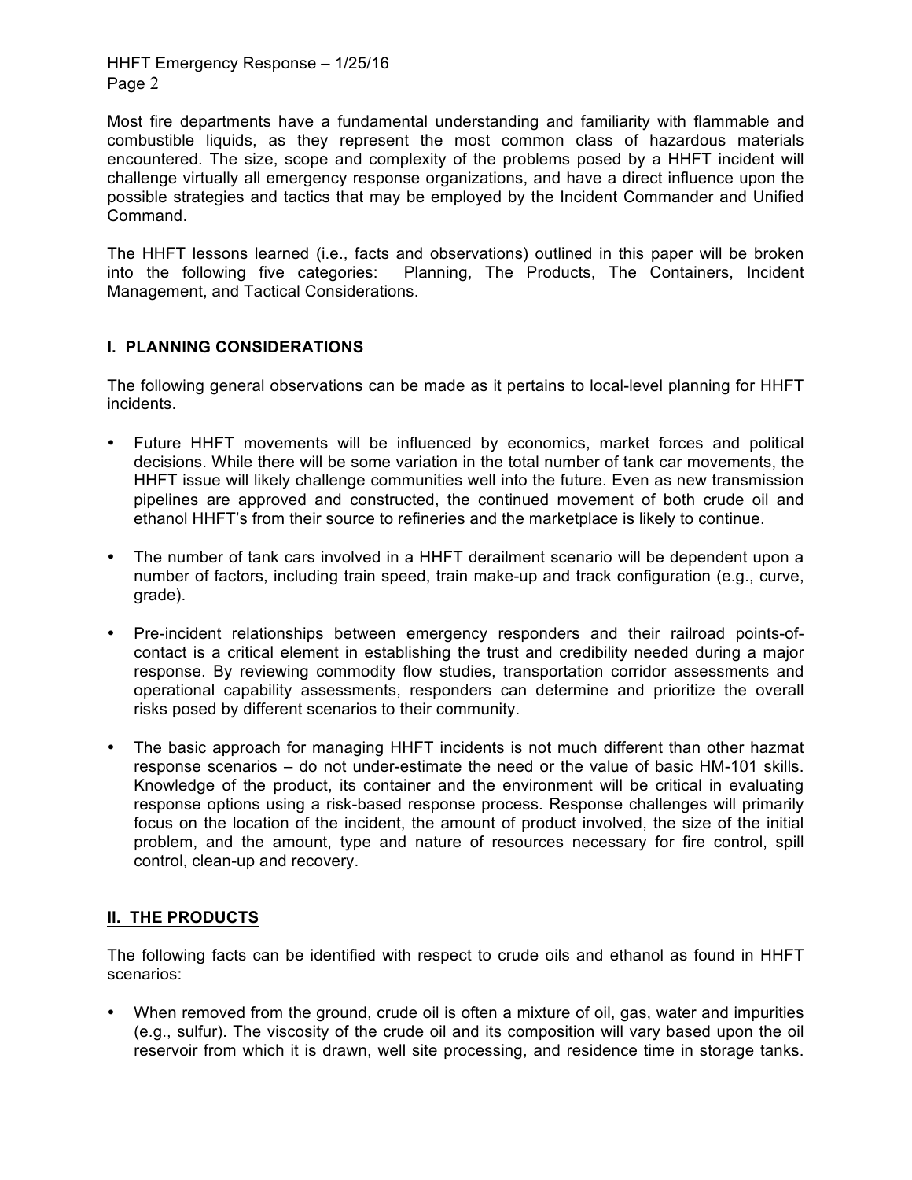Most fire departments have a fundamental understanding and familiarity with flammable and combustible liquids, as they represent the most common class of hazardous materials encountered. The size, scope and complexity of the problems posed by a HHFT incident will challenge virtually all emergency response organizations, and have a direct influence upon the possible strategies and tactics that may be employed by the Incident Commander and Unified Command.

The HHFT lessons learned (i.e., facts and observations) outlined in this paper will be broken into the following five categories: Planning, The Products, The Containers, Incident Management, and Tactical Considerations.

## I. PLANNING CONSIDERATIONS

The following general observations can be made as it pertains to local-level planning for HHFT incidents.

- Future HHFT movements will be influenced by economics, market forces and political decisions. While there will be some variation in the total number of tank car movements, the HHFT issue will likely challenge communities well into the future. Even as new transmission pipelines are approved and constructed, the continued movement of both crude oil and ethanol HHFT's from their source to refineries and the marketplace is likely to continue.
- The number of tank cars involved in a HHFT derailment scenario will be dependent upon a number of factors, including train speed, train make-up and track configuration (e.g., curve, grade).
- Pre-incident relationships between emergency responders and their railroad points-of-contact is a critical element in establishing the trust and credibility needed during a major response. By reviewing commodity flow studies, transportation corridor assessments and operational capability assessments, responders can determine and prioritize the overall risks posed by different scenarios to their community.
- The basic approach for managing HHFT incidents is not much different than other hazmat response scenarios – do not under-estimate the need or the value of basic HM-101 skills. Knowledge of the product, its container and the environment will be critical in evaluating response options using a risk-based response process. Response challenges will primarily focus on the location of the incident, the amount of product involved, the size of the initial problem, and the amount, type and nature of resources necessary for fire control, spill control, clean-up and recovery.

## II. THE PRODUCTS

The following facts can be identified with respect to crude oils and ethanol as found in HHFT scenarios:

- When removed from the ground, crude oil is often a mixture of oil, gas, water and impurities (e.g., sulfur). The viscosity of the crude oil and its composition will vary based upon the oil reservoir from which it is drawn, well site processing, and residence time in storage tanks.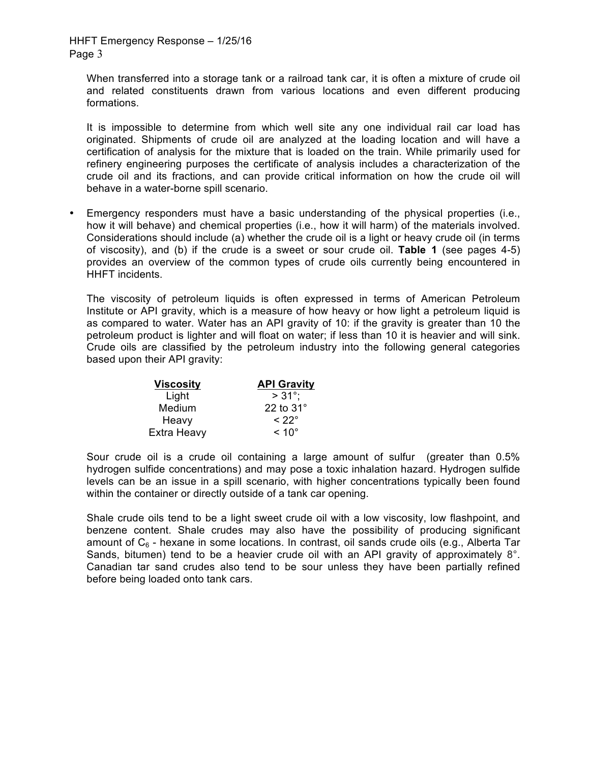When transferred into a storage tank or a railroad tank car, it is often a mixture of crude oil and related constituents drawn from various locations and even different producing formations.

It is impossible to determine from which well site any one individual rail car load has originated. Shipments of crude oil are analyzed at the loading location and will have a certification of analysis for the mixture that is loaded on the train. While primarily used for refinery engineering purposes the certificate of analysis includes a characterization of the crude oil and its fractions, and can provide critical information on how the crude oil will behave in a water-borne spill scenario.

- Emergency responders must have a basic understanding of the physical properties (i.e., how it will behave) and chemical properties (i.e., how it will harm) of the materials involved. Considerations should include (a) whether the crude oil is a light or heavy crude oil (in terms of viscosity), and (b) if the crude is a sweet or sour crude oil. **Table 1** (see pages 4-5) provides an overview of the common types of crude oils currently being encountered in HHFT incidents.

  The viscosity of petroleum liquids is often expressed in terms of American Petroleum Institute or API gravity, which is a measure of how heavy or how light a petroleum liquid is as compared to water. Water has an API gravity of 10: if the gravity is greater than 10 the petroleum product is lighter and will float on water; if less than 10 it is heavier and will sink. Crude oils are classified by the petroleum industry into the following general categories based upon their API gravity:

  | Viscosity | API Gravity |
  |---|---|
  | Light | > 31°; |
  | Medium | 22 to 31° |
  | Heavy | < 22° |
  | Extra Heavy | < 10° |

  Sour crude oil is a crude oil containing a large amount of sulfur (greater than 0.5% hydrogen sulfide concentrations) and may pose a toxic inhalation hazard. Hydrogen sulfide levels can be an issue in a spill scenario, with higher concentrations typically been found within the container or directly outside of a tank car opening.

  Shale crude oils tend to be a light sweet crude oil with a low viscosity, low flashpoint, and benzene content. Shale crudes may also have the possibility of producing significant amount of $C_6$ - hexane in some locations. In contrast, oil sands crude oils (e.g., Alberta Tar Sands, bitumen) tend to be a heavier crude oil with an API gravity of approximately 8°. Canadian tar sand crudes also tend to be sour unless they have been partially refined before being loaded onto tank cars.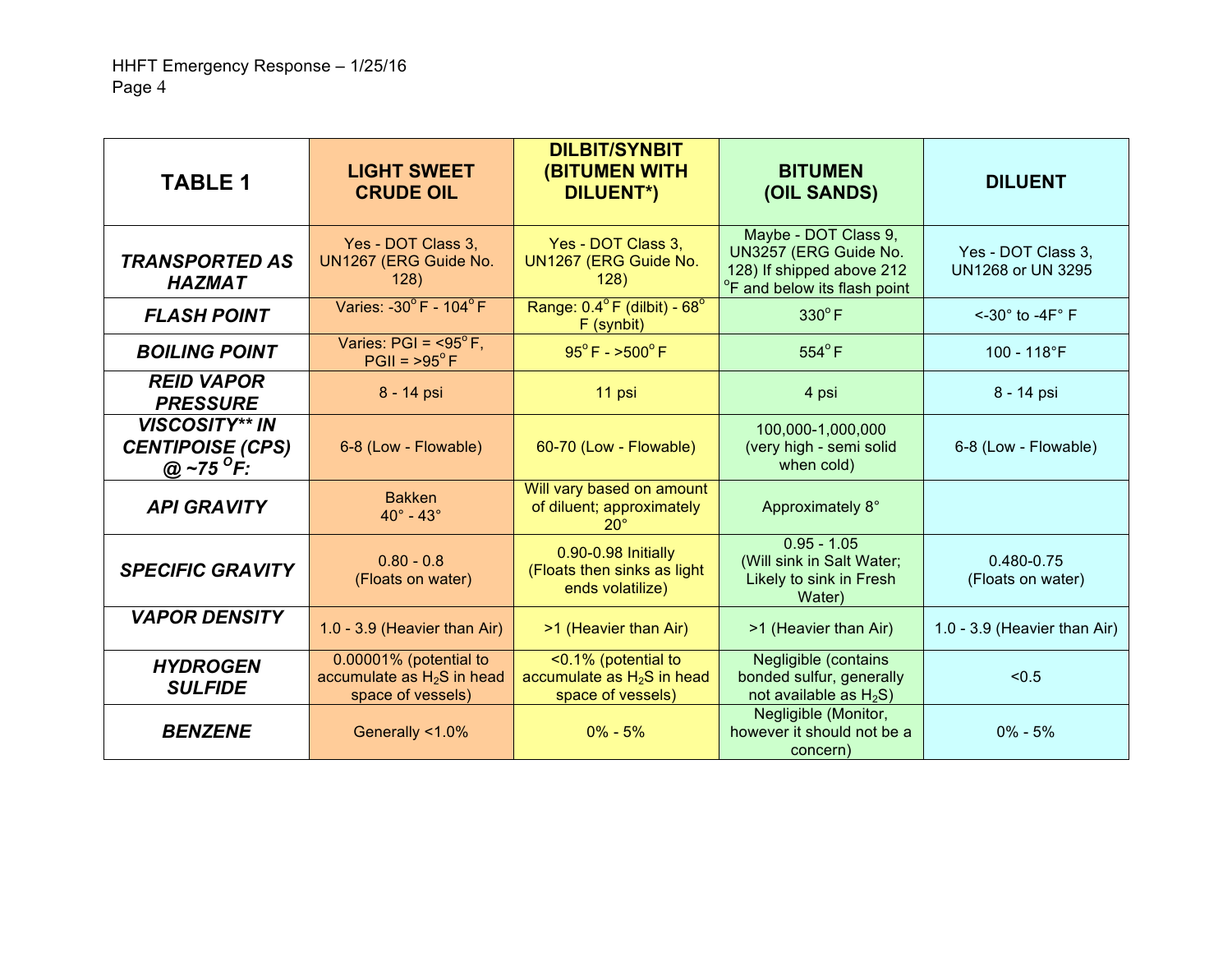| TABLE 1 | LIGHT SWEET CRUDE OIL | DILBIT/SYNBIT (BITUMEN WITH DILUENT*) | BITUMEN (OIL SANDS) | DILUENT |
|---|---|---|---|---|
| ***TRANSPORTED AS HAZMAT*** | Yes - DOT Class 3, UN1267 (ERG Guide No. 128) | Yes - DOT Class 3, UN1267 (ERG Guide No. 128) | Maybe - DOT Class 9, UN3257 (ERG Guide No. 128) If shipped above 212 °F and below its flash point | Yes - DOT Class 3, UN1268 or UN 3295 |
| ***FLASH POINT*** | Varies: -30° F - 104° F | Range: 0.4° F (dilbit) - 68° F (synbit) | 330° F | <-30° to -4F° F |
| ***BOILING POINT*** | Varies: PGI = <95° F, PGII = >95° F | 95° F - >500° F | 554° F | 100 - 118°F |
| ***REID VAPOR PRESSURE*** | 8 - 14 psi | 11 psi | 4 psi | 8 - 14 psi |
| ***VISCOSITY** IN CENTIPOISE (CPS) @ ~75 °F:*** | 6-8 (Low - Flowable) | 60-70 (Low - Flowable) | 100,000-1,000,000 (very high - semi solid when cold) | 6-8 (Low - Flowable) |
| ***API GRAVITY*** | Bakken 40° - 43° | Will vary based on amount of diluent; approximately 20° | Approximately 8° | |
| ***SPECIFIC GRAVITY*** | 0.80 - 0.8 (Floats on water) | 0.90-0.98 Initially (Floats then sinks as light ends volatilize) | 0.95 - 1.05 (Will sink in Salt Water; Likely to sink in Fresh Water) | 0.480-0.75 (Floats on water) |
| ***VAPOR DENSITY*** | 1.0 - 3.9 (Heavier than Air) | >1 (Heavier than Air) | >1 (Heavier than Air) | 1.0 - 3.9 (Heavier than Air) |
| ***HYDROGEN SULFIDE*** | 0.00001% (potential to accumulate as $H_2S$ in head space of vessels) | <0.1% (potential to accumulate as $H_2S$ in head space of vessels) | Negligible (contains bonded sulfur, generally not available as $H_2S$) | <0.5 |
| ***BENZENE*** | Generally <1.0% | 0% - 5% | Negligible (Monitor, however it should not be a concern) | 0% - 5% |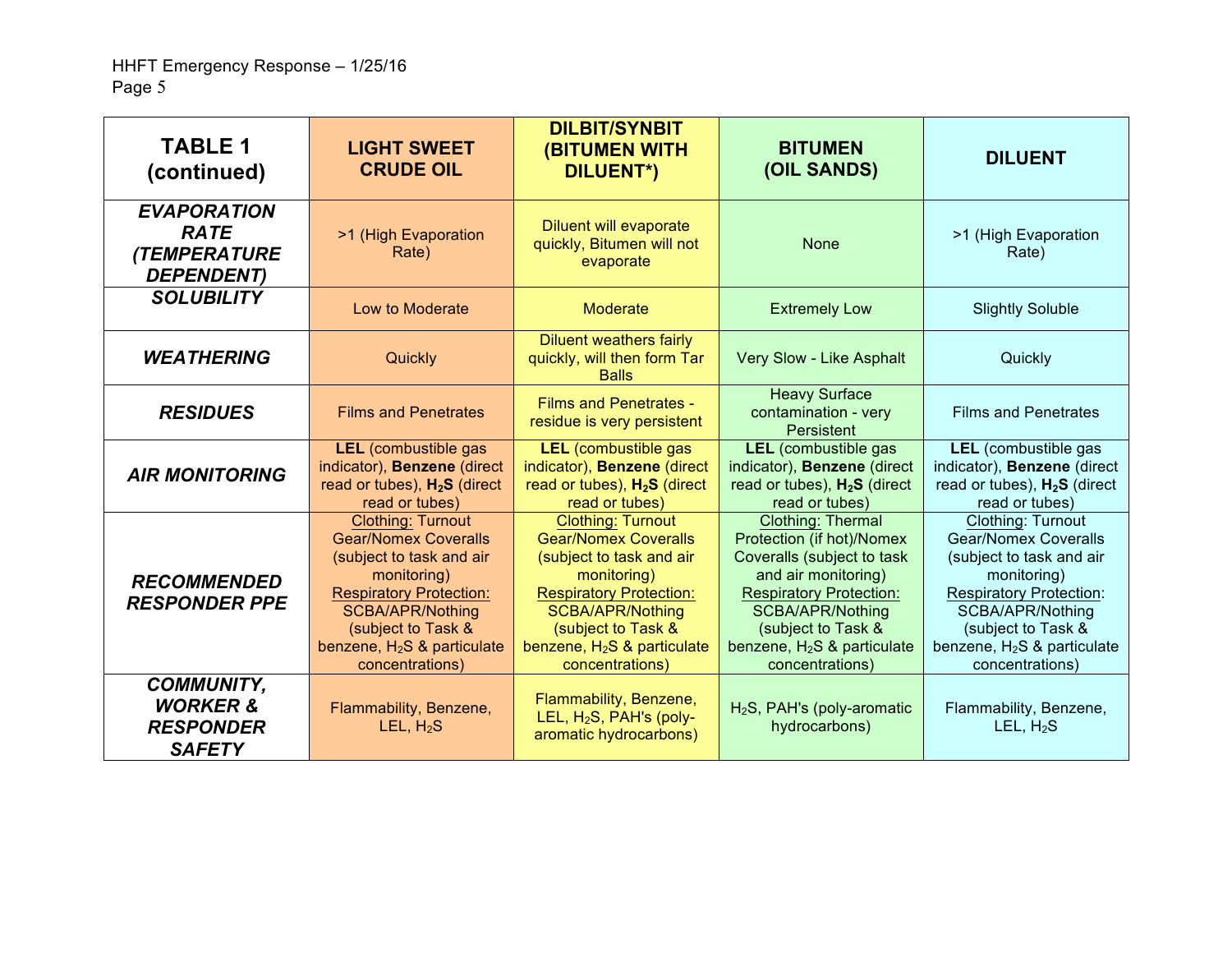| TABLE 1 (continued) | LIGHT SWEET CRUDE OIL | DILBIT/SYNBIT (BITUMEN WITH DILUENT*) | BITUMEN (OIL SANDS) | DILUENT |
|---|---|---|---|---|
| ***EVAPORATION RATE (TEMPERATURE DEPENDENT)*** | >1 (High Evaporation Rate) | Diluent will evaporate quickly, Bitumen will not evaporate | None | >1 (High Evaporation Rate) |
| ***SOLUBILITY*** | Low to Moderate | Moderate | Extremely Low | Slightly Soluble |
| ***WEATHERING*** | Quickly | Diluent weathers fairly quickly, will then form Tar Balls | Very Slow - Like Asphalt | Quickly |
| ***RESIDUES*** | Films and Penetrates | Films and Penetrates - residue is very persistent | Heavy Surface contamination - very Persistent | Films and Penetrates |
| ***AIR MONITORING*** | **LEL** (combustible gas indicator), **Benzene** (direct read or tubes), **$H_2S$** (direct read or tubes) | **LEL** (combustible gas indicator), **Benzene** (direct read or tubes), **$H_2S$** (direct read or tubes) | **LEL** (combustible gas indicator), **Benzene** (direct read or tubes), **$H_2S$** (direct read or tubes) | **LEL** (combustible gas indicator), **Benzene** (direct read or tubes), **$H_2S$** (direct read or tubes) |
| ***RECOMMENDED RESPONDER PPE*** | <u>Clothing:</u> Turnout Gear/Nomex Coveralls (subject to task and air monitoring) <u>Respiratory Protection:</u> SCBA/APR/Nothing (subject to Task & benzene, $H_2S$ & particulate concentrations) | <u>Clothing:</u> Turnout Gear/Nomex Coveralls (subject to task and air monitoring) <u>Respiratory Protection:</u> SCBA/APR/Nothing (subject to Task & benzene, $H_2S$ & particulate concentrations) | <u>Clothing:</u> Thermal Protection (if hot)/Nomex Coveralls (subject to task and air monitoring) <u>Respiratory Protection:</u> SCBA/APR/Nothing (subject to Task & benzene, $H_2S$ & particulate concentrations) | <u>Clothing</u>: Turnout Gear/Nomex Coveralls (subject to task and air monitoring) <u>Respiratory Protection</u>: SCBA/APR/Nothing (subject to Task & benzene, $H_2S$ & particulate concentrations) |
| ***COMMUNITY, WORKER & RESPONDER SAFETY*** | Flammability, Benzene, LEL, $H_2S$ | Flammability, Benzene, LEL, $H_2S$, PAH's (poly-aromatic hydrocarbons) | $H_2S$, PAH's (poly-aromatic hydrocarbons) | Flammability, Benzene, LEL, $H_2S$ |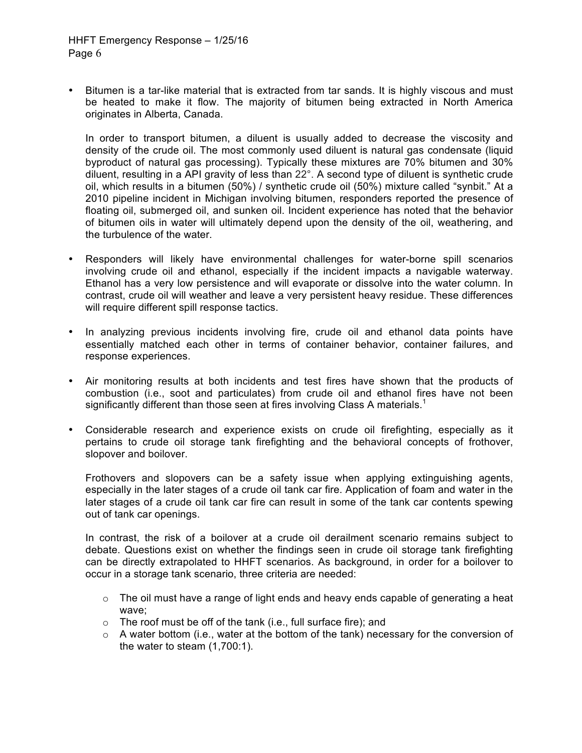- Bitumen is a tar-like material that is extracted from tar sands. It is highly viscous and must be heated to make it flow. The majority of bitumen being extracted in North America originates in Alberta, Canada.

  In order to transport bitumen, a diluent is usually added to decrease the viscosity and density of the crude oil. The most commonly used diluent is natural gas condensate (liquid byproduct of natural gas processing). Typically these mixtures are 70% bitumen and 30% diluent, resulting in a API gravity of less than 22°. A second type of diluent is synthetic crude oil, which results in a bitumen (50%) / synthetic crude oil (50%) mixture called "synbit." At a 2010 pipeline incident in Michigan involving bitumen, responders reported the presence of floating oil, submerged oil, and sunken oil. Incident experience has noted that the behavior of bitumen oils in water will ultimately depend upon the density of the oil, weathering, and the turbulence of the water.

- Responders will likely have environmental challenges for water-borne spill scenarios involving crude oil and ethanol, especially if the incident impacts a navigable waterway. Ethanol has a very low persistence and will evaporate or dissolve into the water column. In contrast, crude oil will weather and leave a very persistent heavy residue. These differences will require different spill response tactics.

- In analyzing previous incidents involving fire, crude oil and ethanol data points have essentially matched each other in terms of container behavior, container failures, and response experiences.

- Air monitoring results at both incidents and test fires have shown that the products of combustion (i.e., soot and particulates) from crude oil and ethanol fires have not been significantly different than those seen at fires involving Class A materials.[1]

- Considerable research and experience exists on crude oil firefighting, especially as it pertains to crude oil storage tank firefighting and the behavioral concepts of frothover, slopover and boilover.

  Frothovers and slopovers can be a safety issue when applying extinguishing agents, especially in the later stages of a crude oil tank car fire. Application of foam and water in the later stages of a crude oil tank car fire can result in some of the tank car contents spewing out of tank car openings.

  In contrast, the risk of a boilover at a crude oil derailment scenario remains subject to debate. Questions exist on whether the findings seen in crude oil storage tank firefighting can be directly extrapolated to HHFT scenarios. As background, in order for a boilover to occur in a storage tank scenario, three criteria are needed:

  - The oil must have a range of light ends and heavy ends capable of generating a heat wave;
  - The roof must be off of the tank (i.e., full surface fire); and
  - A water bottom (i.e., water at the bottom of the tank) necessary for the conversion of the water to steam (1,700:1).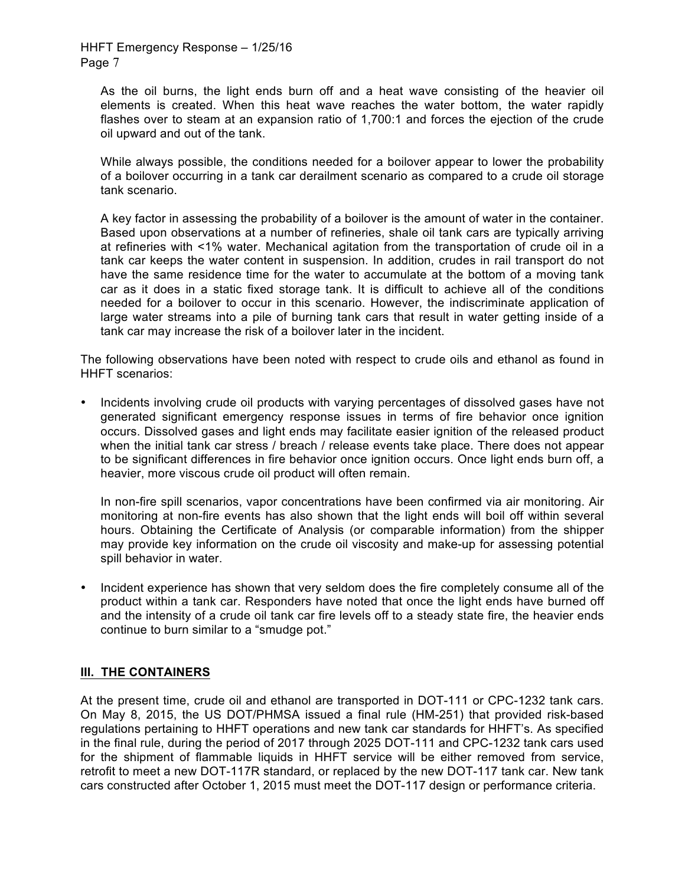As the oil burns, the light ends burn off and a heat wave consisting of the heavier oil elements is created. When this heat wave reaches the water bottom, the water rapidly flashes over to steam at an expansion ratio of 1,700:1 and forces the ejection of the crude oil upward and out of the tank.

While always possible, the conditions needed for a boilover appear to lower the probability of a boilover occurring in a tank car derailment scenario as compared to a crude oil storage tank scenario.

A key factor in assessing the probability of a boilover is the amount of water in the container. Based upon observations at a number of refineries, shale oil tank cars are typically arriving at refineries with <1% water. Mechanical agitation from the transportation of crude oil in a tank car keeps the water content in suspension. In addition, crudes in rail transport do not have the same residence time for the water to accumulate at the bottom of a moving tank car as it does in a static fixed storage tank. It is difficult to achieve all of the conditions needed for a boilover to occur in this scenario. However, the indiscriminate application of large water streams into a pile of burning tank cars that result in water getting inside of a tank car may increase the risk of a boilover later in the incident.

The following observations have been noted with respect to crude oils and ethanol as found in HHFT scenarios:

- Incidents involving crude oil products with varying percentages of dissolved gases have not generated significant emergency response issues in terms of fire behavior once ignition occurs. Dissolved gases and light ends may facilitate easier ignition of the released product when the initial tank car stress / breach / release events take place. There does not appear to be significant differences in fire behavior once ignition occurs. Once light ends burn off, a heavier, more viscous crude oil product will often remain.

  In non-fire spill scenarios, vapor concentrations have been confirmed via air monitoring. Air monitoring at non-fire events has also shown that the light ends will boil off within several hours. Obtaining the Certificate of Analysis (or comparable information) from the shipper may provide key information on the crude oil viscosity and make-up for assessing potential spill behavior in water.

- Incident experience has shown that very seldom does the fire completely consume all of the product within a tank car. Responders have noted that once the light ends have burned off and the intensity of a crude oil tank car fire levels off to a steady state fire, the heavier ends continue to burn similar to a "smudge pot."

## III. THE CONTAINERS

At the present time, crude oil and ethanol are transported in DOT-111 or CPC-1232 tank cars. On May 8, 2015, the US DOT/PHMSA issued a final rule (HM-251) that provided risk-based regulations pertaining to HHFT operations and new tank car standards for HHFT's. As specified in the final rule, during the period of 2017 through 2025 DOT-111 and CPC-1232 tank cars used for the shipment of flammable liquids in HHFT service will be either removed from service, retrofit to meet a new DOT-117R standard, or replaced by the new DOT-117 tank car. New tank cars constructed after October 1, 2015 must meet the DOT-117 design or performance criteria.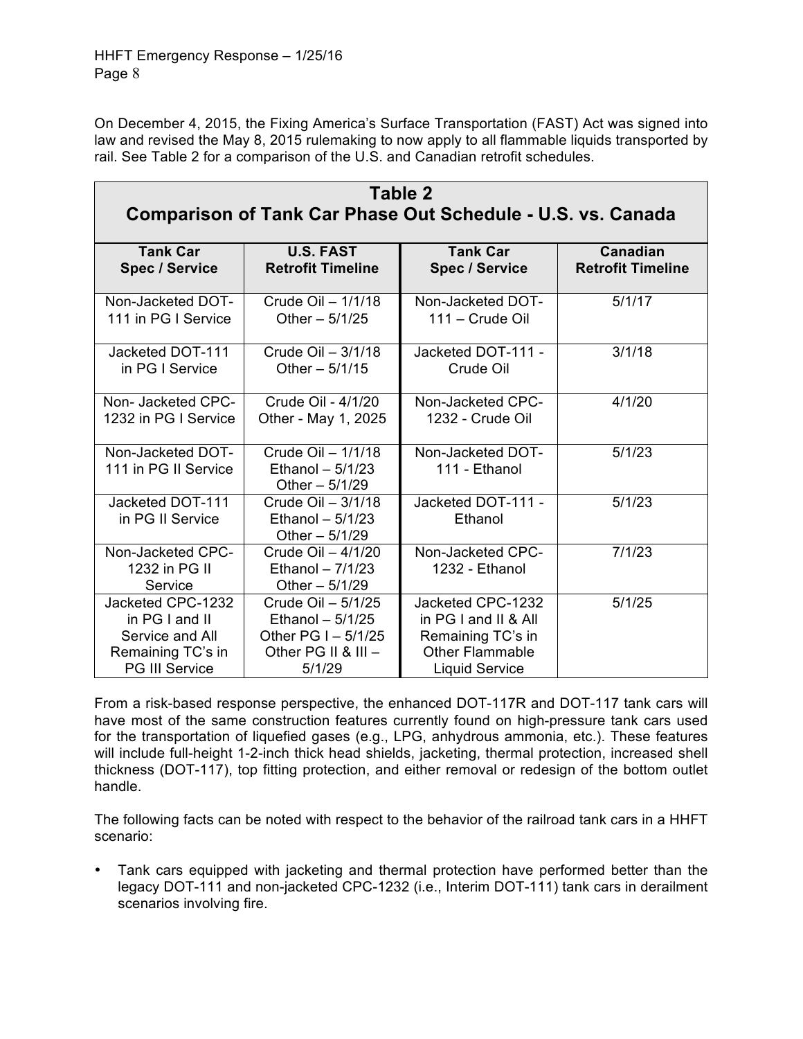On December 4, 2015, the Fixing America's Surface Transportation (FAST) Act was signed into law and revised the May 8, 2015 rulemaking to now apply to all flammable liquids transported by rail. See Table 2 for a comparison of the U.S. and Canadian retrofit schedules.

**Table 2**
**Comparison of Tank Car Phase Out Schedule - U.S. vs. Canada**

| Tank Car Spec / Service | U.S. FAST Retrofit Timeline | Tank Car Spec / Service | Canadian Retrofit Timeline |
|---|---|---|---|
| Non-Jacketed DOT-111 in PG I Service | Crude Oil – 1/1/18<br>Other – 5/1/25 | Non-Jacketed DOT-111 – Crude Oil | 5/1/17 |
| Jacketed DOT-111 in PG I Service | Crude Oil – 3/1/18<br>Other – 5/1/15 | Jacketed DOT-111 - Crude Oil | 3/1/18 |
| Non- Jacketed CPC-1232 in PG I Service | Crude Oil - 4/1/20<br>Other - May 1, 2025 | Non-Jacketed CPC-1232 - Crude Oil | 4/1/20 |
| Non-Jacketed DOT-111 in PG II Service | Crude Oil – 1/1/18<br>Ethanol – 5/1/23<br>Other – 5/1/29 | Non-Jacketed DOT-111 - Ethanol | 5/1/23 |
| Jacketed DOT-111 in PG II Service | Crude Oil – 3/1/18<br>Ethanol – 5/1/23<br>Other – 5/1/29 | Jacketed DOT-111 - Ethanol | 5/1/23 |
| Non-Jacketed CPC-1232 in PG II Service | Crude Oil – 4/1/20<br>Ethanol – 7/1/23<br>Other – 5/1/29 | Non-Jacketed CPC-1232 - Ethanol | 7/1/23 |
| Jacketed CPC-1232 in PG I and II Service and All Remaining TC's in PG III Service | Crude Oil – 5/1/25<br>Ethanol – 5/1/25<br>Other PG I – 5/1/25<br>Other PG II & III – 5/1/29 | Jacketed CPC-1232 in PG I and II & All Remaining TC's in Other Flammable Liquid Service | 5/1/25 |

From a risk-based response perspective, the enhanced DOT-117R and DOT-117 tank cars will have most of the same construction features currently found on high-pressure tank cars used for the transportation of liquefied gases (e.g., LPG, anhydrous ammonia, etc.). These features will include full-height 1-2-inch thick head shields, jacketing, thermal protection, increased shell thickness (DOT-117), top fitting protection, and either removal or redesign of the bottom outlet handle.

The following facts can be noted with respect to the behavior of the railroad tank cars in a HHFT scenario:

- Tank cars equipped with jacketing and thermal protection have performed better than the legacy DOT-111 and non-jacketed CPC-1232 (i.e., Interim DOT-111) tank cars in derailment scenarios involving fire.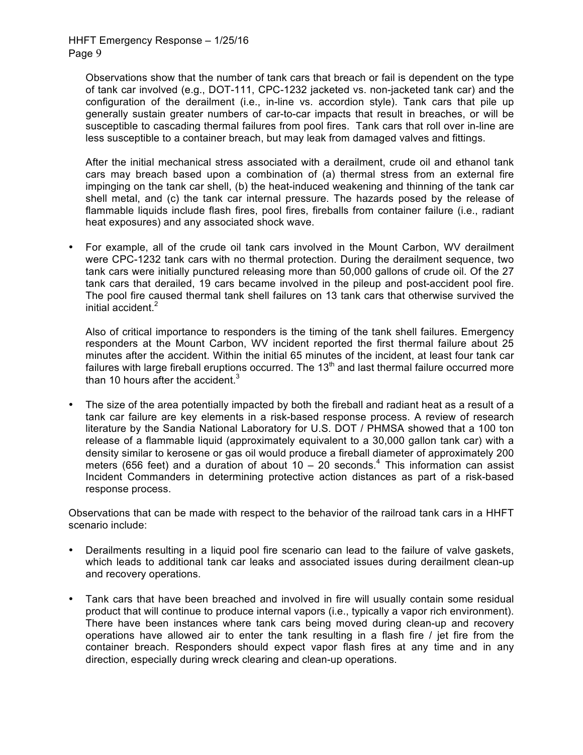Observations show that the number of tank cars that breach or fail is dependent on the type of tank car involved (e.g., DOT-111, CPC-1232 jacketed vs. non-jacketed tank car) and the configuration of the derailment (i.e., in-line vs. accordion style). Tank cars that pile up generally sustain greater numbers of car-to-car impacts that result in breaches, or will be susceptible to cascading thermal failures from pool fires. Tank cars that roll over in-line are less susceptible to a container breach, but may leak from damaged valves and fittings.

After the initial mechanical stress associated with a derailment, crude oil and ethanol tank cars may breach based upon a combination of (a) thermal stress from an external fire impinging on the tank car shell, (b) the heat-induced weakening and thinning of the tank car shell metal, and (c) the tank car internal pressure. The hazards posed by the release of flammable liquids include flash fires, pool fires, fireballs from container failure (i.e., radiant heat exposures) and any associated shock wave.

- For example, all of the crude oil tank cars involved in the Mount Carbon, WV derailment were CPC-1232 tank cars with no thermal protection. During the derailment sequence, two tank cars were initially punctured releasing more than 50,000 gallons of crude oil. Of the 27 tank cars that derailed, 19 cars became involved in the pileup and post-accident pool fire. The pool fire caused thermal tank shell failures on 13 tank cars that otherwise survived the initial accident.[2]

  Also of critical importance to responders is the timing of the tank shell failures. Emergency responders at the Mount Carbon, WV incident reported the first thermal failure about 25 minutes after the accident. Within the initial 65 minutes of the incident, at least four tank car failures with large fireball eruptions occurred. The 13th and last thermal failure occurred more than 10 hours after the accident.[3]

- The size of the area potentially impacted by both the fireball and radiant heat as a result of a tank car failure are key elements in a risk-based response process. A review of research literature by the Sandia National Laboratory for U.S. DOT / PHMSA showed that a 100 ton release of a flammable liquid (approximately equivalent to a 30,000 gallon tank car) with a density similar to kerosene or gas oil would produce a fireball diameter of approximately 200 meters (656 feet) and a duration of about 10 – 20 seconds.[4] This information can assist Incident Commanders in determining protective action distances as part of a risk-based response process.

Observations that can be made with respect to the behavior of the railroad tank cars in a HHFT scenario include:

- Derailments resulting in a liquid pool fire scenario can lead to the failure of valve gaskets, which leads to additional tank car leaks and associated issues during derailment clean-up and recovery operations.

- Tank cars that have been breached and involved in fire will usually contain some residual product that will continue to produce internal vapors (i.e., typically a vapor rich environment). There have been instances where tank cars being moved during clean-up and recovery operations have allowed air to enter the tank resulting in a flash fire / jet fire from the container breach. Responders should expect vapor flash fires at any time and in any direction, especially during wreck clearing and clean-up operations.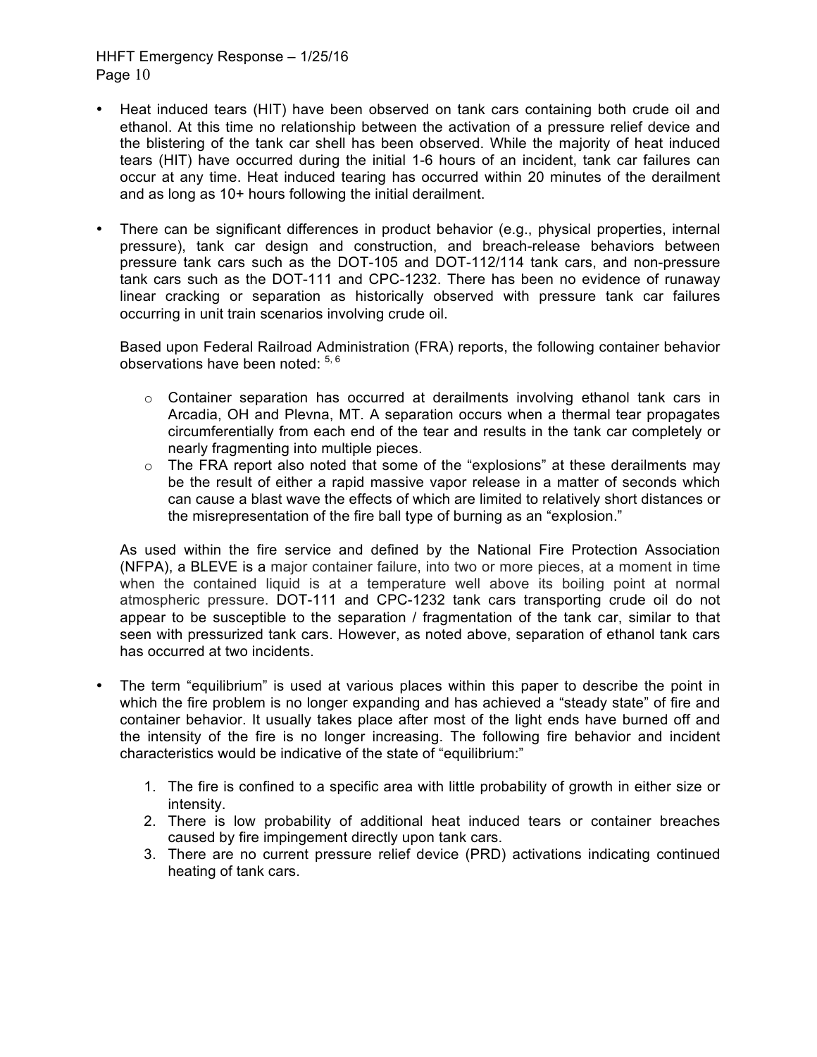- Heat induced tears (HIT) have been observed on tank cars containing both crude oil and ethanol. At this time no relationship between the activation of a pressure relief device and the blistering of the tank car shell has been observed. While the majority of heat induced tears (HIT) have occurred during the initial 1-6 hours of an incident, tank car failures can occur at any time. Heat induced tearing has occurred within 20 minutes of the derailment and as long as 10+ hours following the initial derailment.

- There can be significant differences in product behavior (e.g., physical properties, internal pressure), tank car design and construction, and breach-release behaviors between pressure tank cars such as the DOT-105 and DOT-112/114 tank cars, and non-pressure tank cars such as the DOT-111 and CPC-1232. There has been no evidence of runaway linear cracking or separation as historically observed with pressure tank car failures occurring in unit train scenarios involving crude oil.

  Based upon Federal Railroad Administration (FRA) reports, the following container behavior observations have been noted: [5, 6]

  - Container separation has occurred at derailments involving ethanol tank cars in Arcadia, OH and Plevna, MT. A separation occurs when a thermal tear propagates circumferentially from each end of the tear and results in the tank car completely or nearly fragmenting into multiple pieces.
  - The FRA report also noted that some of the "explosions" at these derailments may be the result of either a rapid massive vapor release in a matter of seconds which can cause a blast wave the effects of which are limited to relatively short distances or the misrepresentation of the fire ball type of burning as an "explosion."

  As used within the fire service and defined by the National Fire Protection Association (NFPA), a BLEVE is a major container failure, into two or more pieces, at a moment in time when the contained liquid is at a temperature well above its boiling point at normal atmospheric pressure. DOT-111 and CPC-1232 tank cars transporting crude oil do not appear to be susceptible to the separation / fragmentation of the tank car, similar to that seen with pressurized tank cars. However, as noted above, separation of ethanol tank cars has occurred at two incidents.

- The term "equilibrium" is used at various places within this paper to describe the point in which the fire problem is no longer expanding and has achieved a "steady state" of fire and container behavior. It usually takes place after most of the light ends have burned off and the intensity of the fire is no longer increasing. The following fire behavior and incident characteristics would be indicative of the state of "equilibrium:"

  1. The fire is confined to a specific area with little probability of growth in either size or intensity.
  2. There is low probability of additional heat induced tears or container breaches caused by fire impingement directly upon tank cars.
  3. There are no current pressure relief device (PRD) activations indicating continued heating of tank cars.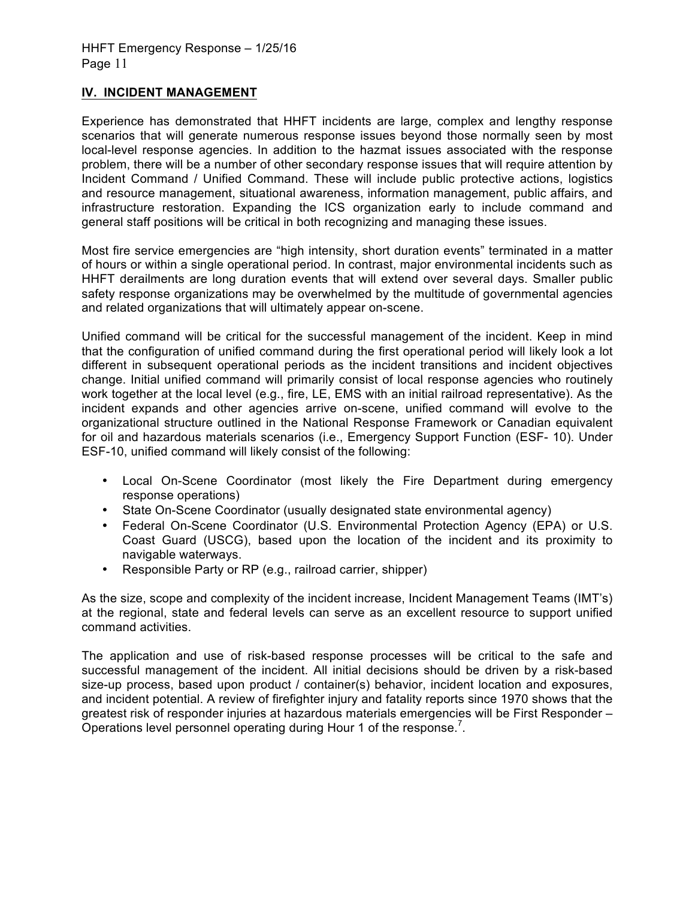## IV. INCIDENT MANAGEMENT

Experience has demonstrated that HHFT incidents are large, complex and lengthy response scenarios that will generate numerous response issues beyond those normally seen by most local-level response agencies. In addition to the hazmat issues associated with the response problem, there will be a number of other secondary response issues that will require attention by Incident Command / Unified Command. These will include public protective actions, logistics and resource management, situational awareness, information management, public affairs, and infrastructure restoration. Expanding the ICS organization early to include command and general staff positions will be critical in both recognizing and managing these issues.

Most fire service emergencies are "high intensity, short duration events" terminated in a matter of hours or within a single operational period. In contrast, major environmental incidents such as HHFT derailments are long duration events that will extend over several days. Smaller public safety response organizations may be overwhelmed by the multitude of governmental agencies and related organizations that will ultimately appear on-scene.

Unified command will be critical for the successful management of the incident. Keep in mind that the configuration of unified command during the first operational period will likely look a lot different in subsequent operational periods as the incident transitions and incident objectives change. Initial unified command will primarily consist of local response agencies who routinely work together at the local level (e.g., fire, LE, EMS with an initial railroad representative). As the incident expands and other agencies arrive on-scene, unified command will evolve to the organizational structure outlined in the National Response Framework or Canadian equivalent for oil and hazardous materials scenarios (i.e., Emergency Support Function (ESF- 10). Under ESF-10, unified command will likely consist of the following:

- Local On-Scene Coordinator (most likely the Fire Department during emergency response operations)
- State On-Scene Coordinator (usually designated state environmental agency)
- Federal On-Scene Coordinator (U.S. Environmental Protection Agency (EPA) or U.S. Coast Guard (USCG), based upon the location of the incident and its proximity to navigable waterways.
- Responsible Party or RP (e.g., railroad carrier, shipper)

As the size, scope and complexity of the incident increase, Incident Management Teams (IMT's) at the regional, state and federal levels can serve as an excellent resource to support unified command activities.

The application and use of risk-based response processes will be critical to the safe and successful management of the incident. All initial decisions should be driven by a risk-based size-up process, based upon product / container(s) behavior, incident location and exposures, and incident potential. A review of firefighter injury and fatality reports since 1970 shows that the greatest risk of responder injuries at hazardous materials emergencies will be First Responder – Operations level personnel operating during Hour 1 of the response.[7].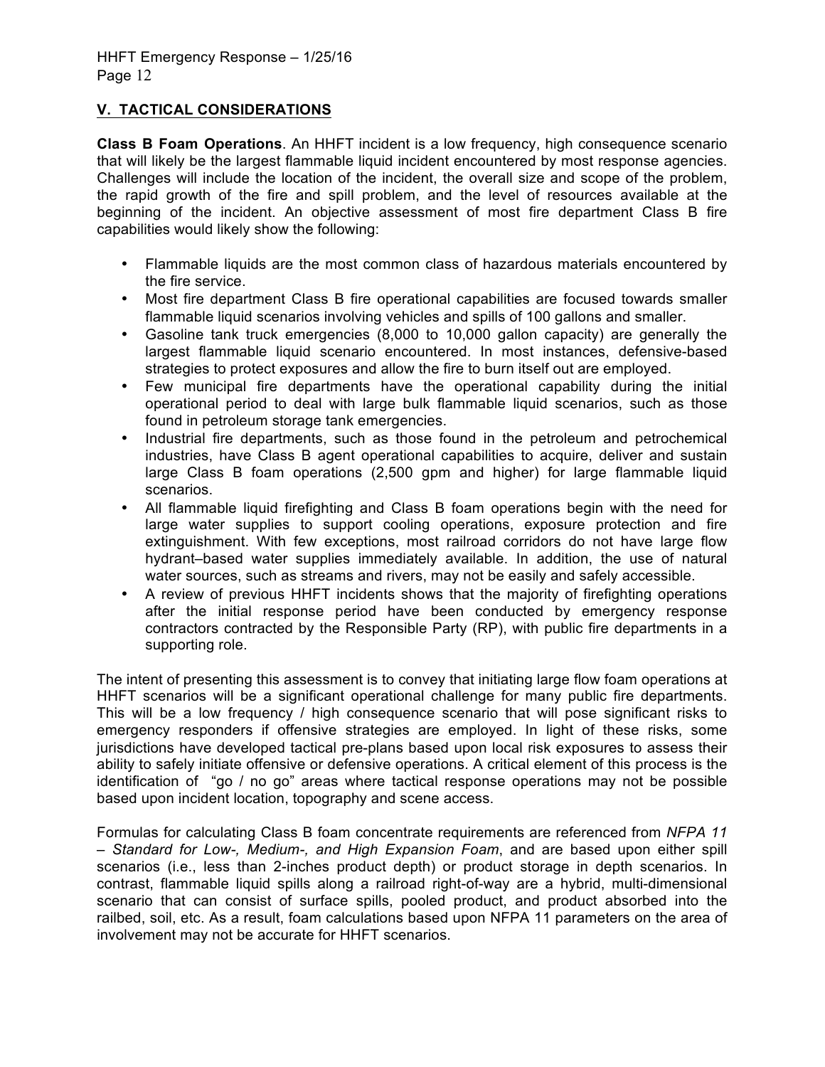## V. TACTICAL CONSIDERATIONS

**Class B Foam Operations**. An HHFT incident is a low frequency, high consequence scenario that will likely be the largest flammable liquid incident encountered by most response agencies. Challenges will include the location of the incident, the overall size and scope of the problem, the rapid growth of the fire and spill problem, and the level of resources available at the beginning of the incident. An objective assessment of most fire department Class B fire capabilities would likely show the following:

- Flammable liquids are the most common class of hazardous materials encountered by the fire service.
- Most fire department Class B fire operational capabilities are focused towards smaller flammable liquid scenarios involving vehicles and spills of 100 gallons and smaller.
- Gasoline tank truck emergencies (8,000 to 10,000 gallon capacity) are generally the largest flammable liquid scenario encountered. In most instances, defensive-based strategies to protect exposures and allow the fire to burn itself out are employed.
- Few municipal fire departments have the operational capability during the initial operational period to deal with large bulk flammable liquid scenarios, such as those found in petroleum storage tank emergencies.
- Industrial fire departments, such as those found in the petroleum and petrochemical industries, have Class B agent operational capabilities to acquire, deliver and sustain large Class B foam operations (2,500 gpm and higher) for large flammable liquid scenarios.
- All flammable liquid firefighting and Class B foam operations begin with the need for large water supplies to support cooling operations, exposure protection and fire extinguishment. With few exceptions, most railroad corridors do not have large flow hydrant–based water supplies immediately available. In addition, the use of natural water sources, such as streams and rivers, may not be easily and safely accessible.
- A review of previous HHFT incidents shows that the majority of firefighting operations after the initial response period have been conducted by emergency response contractors contracted by the Responsible Party (RP), with public fire departments in a supporting role.

The intent of presenting this assessment is to convey that initiating large flow foam operations at HHFT scenarios will be a significant operational challenge for many public fire departments. This will be a low frequency / high consequence scenario that will pose significant risks to emergency responders if offensive strategies are employed. In light of these risks, some jurisdictions have developed tactical pre-plans based upon local risk exposures to assess their ability to safely initiate offensive or defensive operations. A critical element of this process is the identification of "go / no go" areas where tactical response operations may not be possible based upon incident location, topography and scene access.

Formulas for calculating Class B foam concentrate requirements are referenced from *NFPA 11 – Standard for Low-, Medium-, and High Expansion Foam*, and are based upon either spill scenarios (i.e., less than 2-inches product depth) or product storage in depth scenarios. In contrast, flammable liquid spills along a railroad right-of-way are a hybrid, multi-dimensional scenario that can consist of surface spills, pooled product, and product absorbed into the railbed, soil, etc. As a result, foam calculations based upon NFPA 11 parameters on the area of involvement may not be accurate for HHFT scenarios.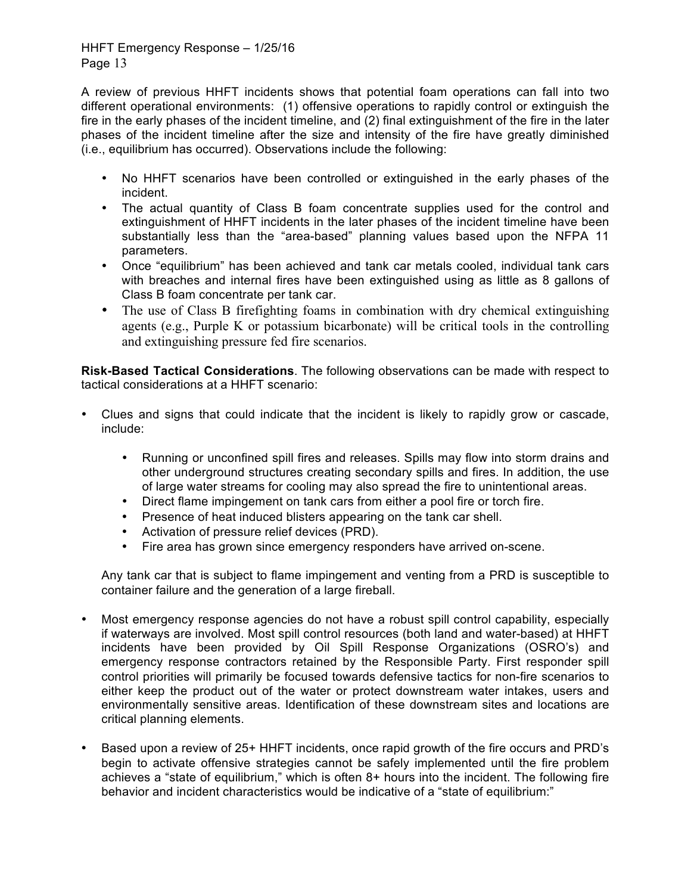A review of previous HHFT incidents shows that potential foam operations can fall into two different operational environments: (1) offensive operations to rapidly control or extinguish the fire in the early phases of the incident timeline, and (2) final extinguishment of the fire in the later phases of the incident timeline after the size and intensity of the fire have greatly diminished (i.e., equilibrium has occurred). Observations include the following:

- No HHFT scenarios have been controlled or extinguished in the early phases of the incident.
- The actual quantity of Class B foam concentrate supplies used for the control and extinguishment of HHFT incidents in the later phases of the incident timeline have been substantially less than the "area-based" planning values based upon the NFPA 11 parameters.
- Once "equilibrium" has been achieved and tank car metals cooled, individual tank cars with breaches and internal fires have been extinguished using as little as 8 gallons of Class B foam concentrate per tank car.
- The use of Class B firefighting foams in combination with dry chemical extinguishing agents (e.g., Purple K or potassium bicarbonate) will be critical tools in the controlling and extinguishing pressure fed fire scenarios.

**Risk-Based Tactical Considerations**. The following observations can be made with respect to tactical considerations at a HHFT scenario:

- Clues and signs that could indicate that the incident is likely to rapidly grow or cascade, include:
    - Running or unconfined spill fires and releases. Spills may flow into storm drains and other underground structures creating secondary spills and fires. In addition, the use of large water streams for cooling may also spread the fire to unintentional areas.
    - Direct flame impingement on tank cars from either a pool fire or torch fire.
    - Presence of heat induced blisters appearing on the tank car shell.
    - Activation of pressure relief devices (PRD).
    - Fire area has grown since emergency responders have arrived on-scene.

  Any tank car that is subject to flame impingement and venting from a PRD is susceptible to container failure and the generation of a large fireball.

- Most emergency response agencies do not have a robust spill control capability, especially if waterways are involved. Most spill control resources (both land and water-based) at HHFT incidents have been provided by Oil Spill Response Organizations (OSRO's) and emergency response contractors retained by the Responsible Party. First responder spill control priorities will primarily be focused towards defensive tactics for non-fire scenarios to either keep the product out of the water or protect downstream water intakes, users and environmentally sensitive areas. Identification of these downstream sites and locations are critical planning elements.

- Based upon a review of 25+ HHFT incidents, once rapid growth of the fire occurs and PRD's begin to activate offensive strategies cannot be safely implemented until the fire problem achieves a "state of equilibrium," which is often 8+ hours into the incident. The following fire behavior and incident characteristics would be indicative of a "state of equilibrium:"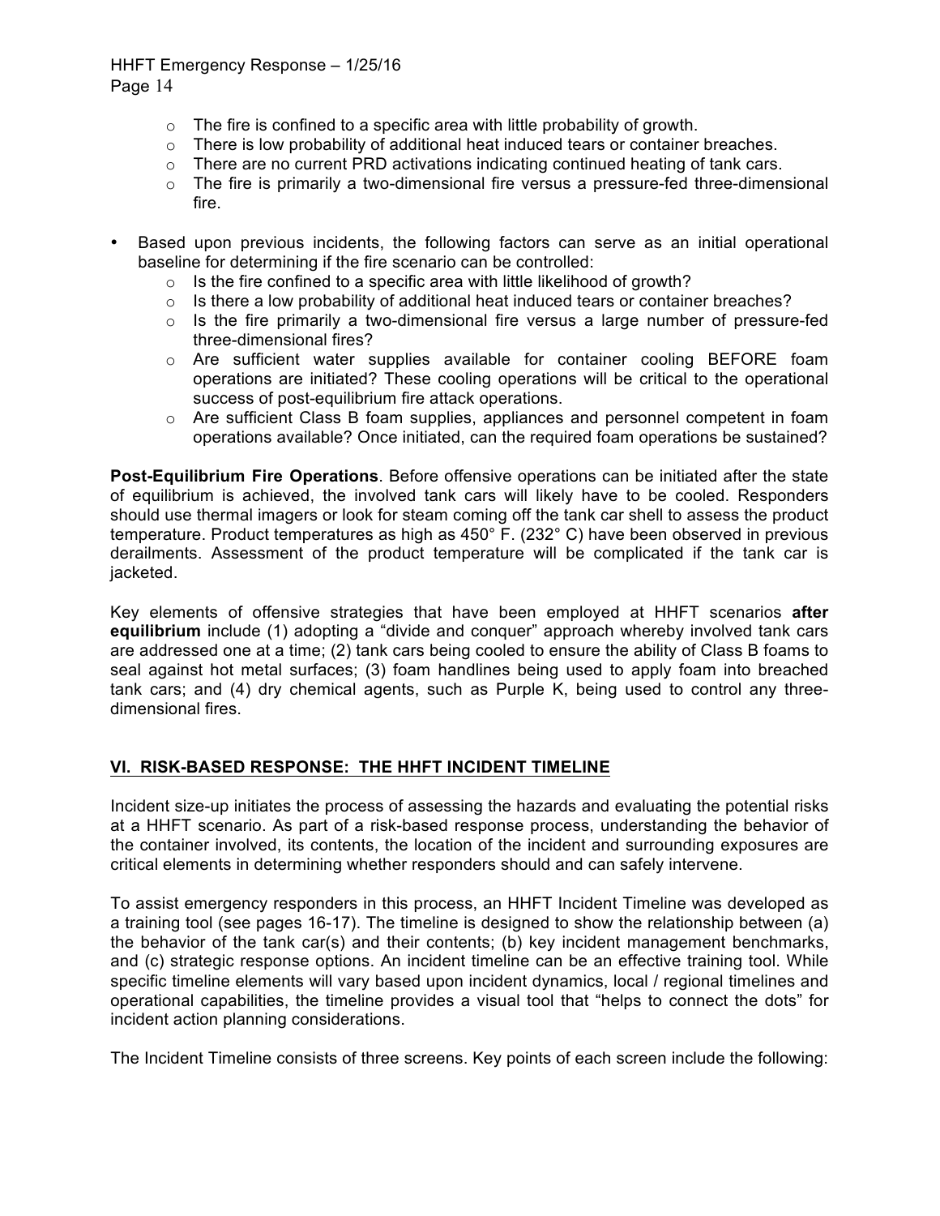- The fire is confined to a specific area with little probability of growth.
  - There is low probability of additional heat induced tears or container breaches.
  - There are no current PRD activations indicating continued heating of tank cars.
  - The fire is primarily a two-dimensional fire versus a pressure-fed three-dimensional fire.

- Based upon previous incidents, the following factors can serve as an initial operational baseline for determining if the fire scenario can be controlled:
  - Is the fire confined to a specific area with little likelihood of growth?
  - Is there a low probability of additional heat induced tears or container breaches?
  - Is the fire primarily a two-dimensional fire versus a large number of pressure-fed three-dimensional fires?
  - Are sufficient water supplies available for container cooling BEFORE foam operations are initiated? These cooling operations will be critical to the operational success of post-equilibrium fire attack operations.
  - Are sufficient Class B foam supplies, appliances and personnel competent in foam operations available? Once initiated, can the required foam operations be sustained?

**Post-Equilibrium Fire Operations**. Before offensive operations can be initiated after the state of equilibrium is achieved, the involved tank cars will likely have to be cooled. Responders should use thermal imagers or look for steam coming off the tank car shell to assess the product temperature. Product temperatures as high as 450° F. (232° C) have been observed in previous derailments. Assessment of the product temperature will be complicated if the tank car is jacketed.

Key elements of offensive strategies that have been employed at HHFT scenarios **after equilibrium** include (1) adopting a "divide and conquer" approach whereby involved tank cars are addressed one at a time; (2) tank cars being cooled to ensure the ability of Class B foams to seal against hot metal surfaces; (3) foam handlines being used to apply foam into breached tank cars; and (4) dry chemical agents, such as Purple K, being used to control any three-dimensional fires.

## VI. RISK-BASED RESPONSE: THE HHFT INCIDENT TIMELINE

Incident size-up initiates the process of assessing the hazards and evaluating the potential risks at a HHFT scenario. As part of a risk-based response process, understanding the behavior of the container involved, its contents, the location of the incident and surrounding exposures are critical elements in determining whether responders should and can safely intervene.

To assist emergency responders in this process, an HHFT Incident Timeline was developed as a training tool (see pages 16-17). The timeline is designed to show the relationship between (a) the behavior of the tank car(s) and their contents; (b) key incident management benchmarks, and (c) strategic response options. An incident timeline can be an effective training tool. While specific timeline elements will vary based upon incident dynamics, local / regional timelines and operational capabilities, the timeline provides a visual tool that "helps to connect the dots" for incident action planning considerations.

The Incident Timeline consists of three screens. Key points of each screen include the following: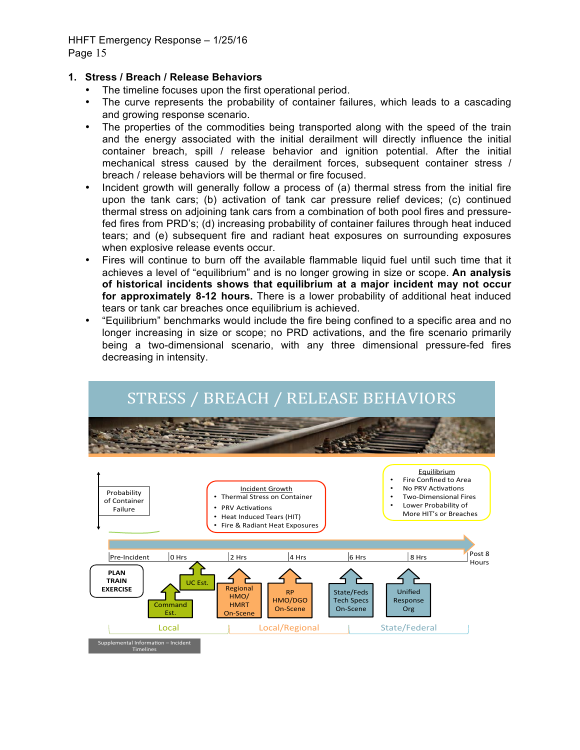## 1. Stress / Breach / Release Behaviors

- The timeline focuses upon the first operational period.
- The curve represents the probability of container failures, which leads to a cascading and growing response scenario.
- The properties of the commodities being transported along with the speed of the train and the energy associated with the initial derailment will directly influence the initial container breach, spill / release behavior and ignition potential. After the initial mechanical stress caused by the derailment forces, subsequent container stress / breach / release behaviors will be thermal or fire focused.
- Incident growth will generally follow a process of (a) thermal stress from the initial fire upon the tank cars; (b) activation of tank car pressure relief devices; (c) continued thermal stress on adjoining tank cars from a combination of both pool fires and pressure-fed fires from PRD's; (d) increasing probability of container failures through heat induced tears; and (e) subsequent fire and radiant heat exposures on surrounding exposures when explosive release events occur.
- Fires will continue to burn off the available flammable liquid fuel until such time that it achieves a level of "equilibrium" and is no longer growing in size or scope. **An analysis of historical incidents shows that equilibrium at a major incident may not occur for approximately 8-12 hours.** There is a lower probability of additional heat induced tears or tank car breaches once equilibrium is achieved.
- "Equilibrium" benchmarks would include the fire being confined to a specific area and no longer increasing in size or scope; no PRD activations, and the fire scenario primarily being a two-dimensional scenario, with any three dimensional pressure-fed fires decreasing in intensity.

STRESS / BREACH / RELEASE BEHAVIORS

Probability of Container Failure

Incident Growth
- Thermal Stress on Container
- PRV Activations
- Heat Induced Tears (HIT)
- Fire & Radiant Heat Exposures

Equilibrium
- Fire Confined to Area
- No PRV Activations
- Two-Dimensional Fires
- Lower Probability of More HIT's or Breaches

Pre-Incident | 0 Hrs | 2 Hrs | 4 Hrs | 6 Hrs | 8 Hrs | Post 8 Hours

PLAN TRAIN EXERCISE

Command Est. — UC Est. — Regional HMO/ HMRT On-Scene — RP HMO/DGO On-Scene — State/Feds Tech Specs On-Scene — Unified Response Org

Local — Local/Regional — State/Federal

Supplemental Information – Incident Timelines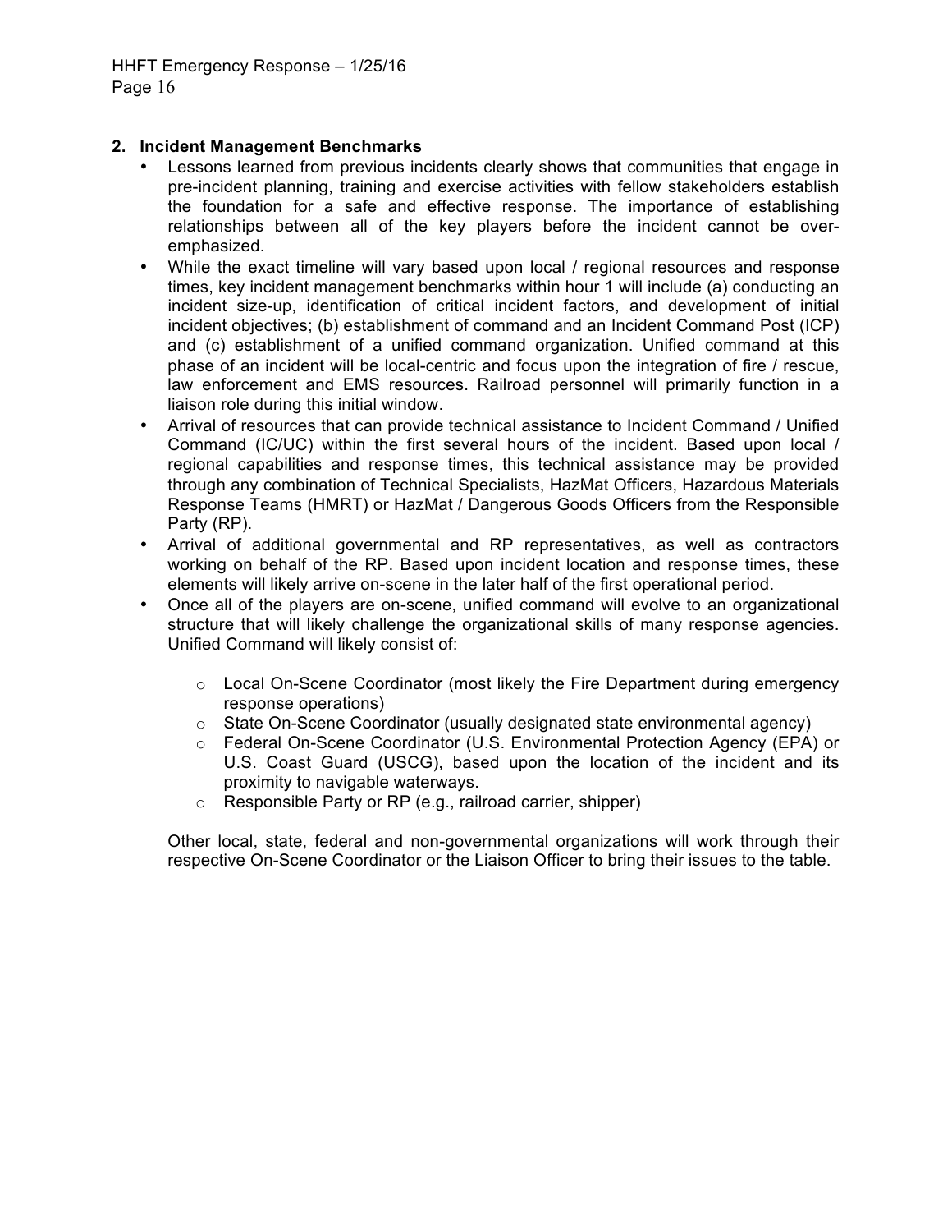## 2. Incident Management Benchmarks

- Lessons learned from previous incidents clearly shows that communities that engage in pre-incident planning, training and exercise activities with fellow stakeholders establish the foundation for a safe and effective response. The importance of establishing relationships between all of the key players before the incident cannot be over-emphasized.
- While the exact timeline will vary based upon local / regional resources and response times, key incident management benchmarks within hour 1 will include (a) conducting an incident size-up, identification of critical incident factors, and development of initial incident objectives; (b) establishment of command and an Incident Command Post (ICP) and (c) establishment of a unified command organization. Unified command at this phase of an incident will be local-centric and focus upon the integration of fire / rescue, law enforcement and EMS resources. Railroad personnel will primarily function in a liaison role during this initial window.
- Arrival of resources that can provide technical assistance to Incident Command / Unified Command (IC/UC) within the first several hours of the incident. Based upon local / regional capabilities and response times, this technical assistance may be provided through any combination of Technical Specialists, HazMat Officers, Hazardous Materials Response Teams (HMRT) or HazMat / Dangerous Goods Officers from the Responsible Party (RP).
- Arrival of additional governmental and RP representatives, as well as contractors working on behalf of the RP. Based upon incident location and response times, these elements will likely arrive on-scene in the later half of the first operational period.
- Once all of the players are on-scene, unified command will evolve to an organizational structure that will likely challenge the organizational skills of many response agencies. Unified Command will likely consist of:
  - Local On-Scene Coordinator (most likely the Fire Department during emergency response operations)
  - State On-Scene Coordinator (usually designated state environmental agency)
  - Federal On-Scene Coordinator (U.S. Environmental Protection Agency (EPA) or U.S. Coast Guard (USCG), based upon the location of the incident and its proximity to navigable waterways.
  - Responsible Party or RP (e.g., railroad carrier, shipper)

  Other local, state, federal and non-governmental organizations will work through their respective On-Scene Coordinator or the Liaison Officer to bring their issues to the table.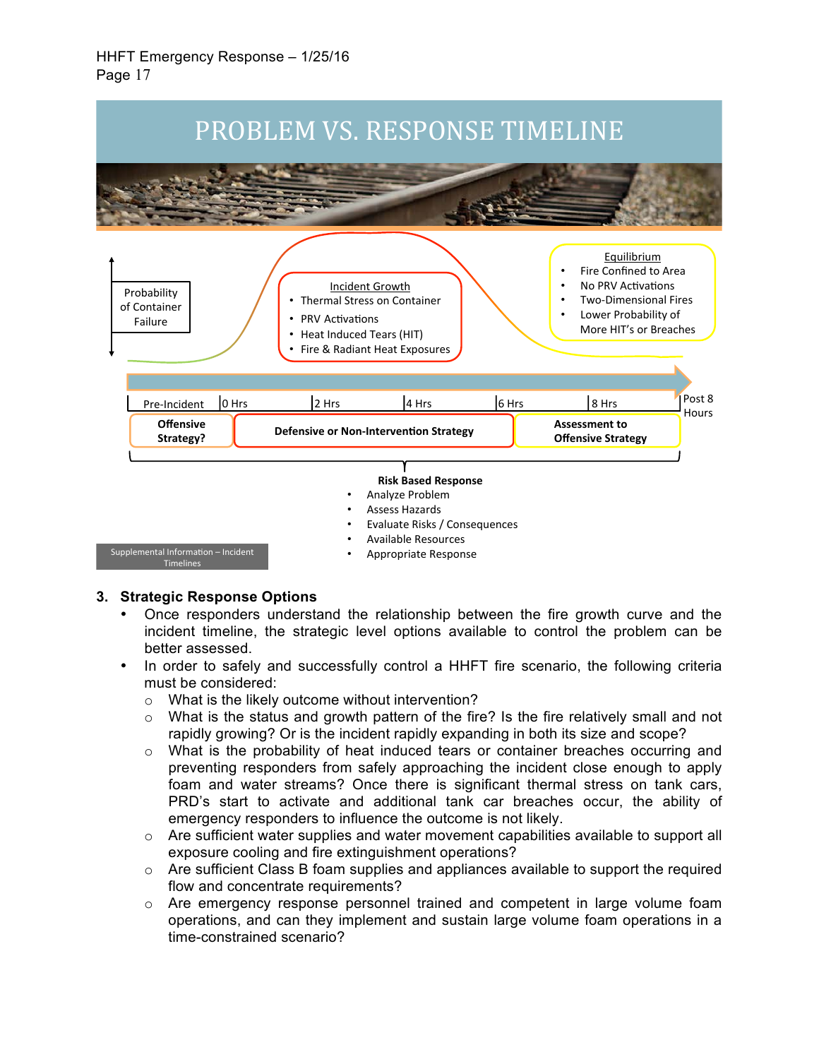## PROBLEM VS. RESPONSE TIMELINE

Probability of Container Failure

**Incident Growth**
- Thermal Stress on Container
- PRV Activations
- Heat Induced Tears (HIT)
- Fire & Radiant Heat Exposures

**Equilibrium**
- Fire Confined to Area
- No PRV Activations
- Two-Dimensional Fires
- Lower Probability of More HIT's or Breaches

| Pre-Incident | 0 Hrs | 2 Hrs | 4 Hrs | 6 Hrs | 8 Hrs | Post 8 Hours |
|---|---|---|---|---|---|---|
| **Offensive Strategy?** | **Defensive or Non-Intervention Strategy** | | | | **Assessment to Offensive Strategy** | |

**Risk Based Response**
- Analyze Problem
- Assess Hazards
- Evaluate Risks / Consequences
- Available Resources
- Appropriate Response

Supplemental Information – Incident Timelines

### 3. Strategic Response Options

- Once responders understand the relationship between the fire growth curve and the incident timeline, the strategic level options available to control the problem can be better assessed.
- In order to safely and successfully control a HHFT fire scenario, the following criteria must be considered:
  - What is the likely outcome without intervention?
  - What is the status and growth pattern of the fire? Is the fire relatively small and not rapidly growing? Or is the incident rapidly expanding in both its size and scope?
  - What is the probability of heat induced tears or container breaches occurring and preventing responders from safely approaching the incident close enough to apply foam and water streams? Once there is significant thermal stress on tank cars, PRD's start to activate and additional tank car breaches occur, the ability of emergency responders to influence the outcome is not likely.
  - Are sufficient water supplies and water movement capabilities available to support all exposure cooling and fire extinguishment operations?
  - Are sufficient Class B foam supplies and appliances available to support the required flow and concentrate requirements?
  - Are emergency response personnel trained and competent in large volume foam operations, and can they implement and sustain large volume foam operations in a time-constrained scenario?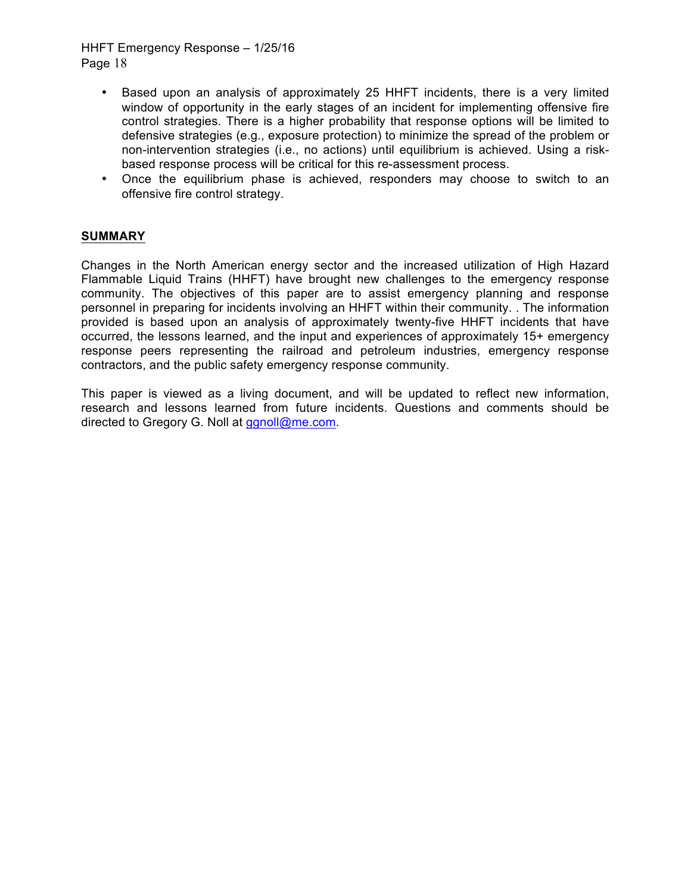- Based upon an analysis of approximately 25 HHFT incidents, there is a very limited window of opportunity in the early stages of an incident for implementing offensive fire control strategies. There is a higher probability that response options will be limited to defensive strategies (e.g., exposure protection) to minimize the spread of the problem or non-intervention strategies (i.e., no actions) until equilibrium is achieved. Using a risk-based response process will be critical for this re-assessment process.
- Once the equilibrium phase is achieved, responders may choose to switch to an offensive fire control strategy.

## SUMMARY

Changes in the North American energy sector and the increased utilization of High Hazard Flammable Liquid Trains (HHFT) have brought new challenges to the emergency response community. The objectives of this paper are to assist emergency planning and response personnel in preparing for incidents involving an HHFT within their community. . The information provided is based upon an analysis of approximately twenty-five HHFT incidents that have occurred, the lessons learned, and the input and experiences of approximately 15+ emergency response peers representing the railroad and petroleum industries, emergency response contractors, and the public safety emergency response community.

This paper is viewed as a living document, and will be updated to reflect new information, research and lessons learned from future incidents. Questions and comments should be directed to Gregory G. Noll at ggnoll@me.com.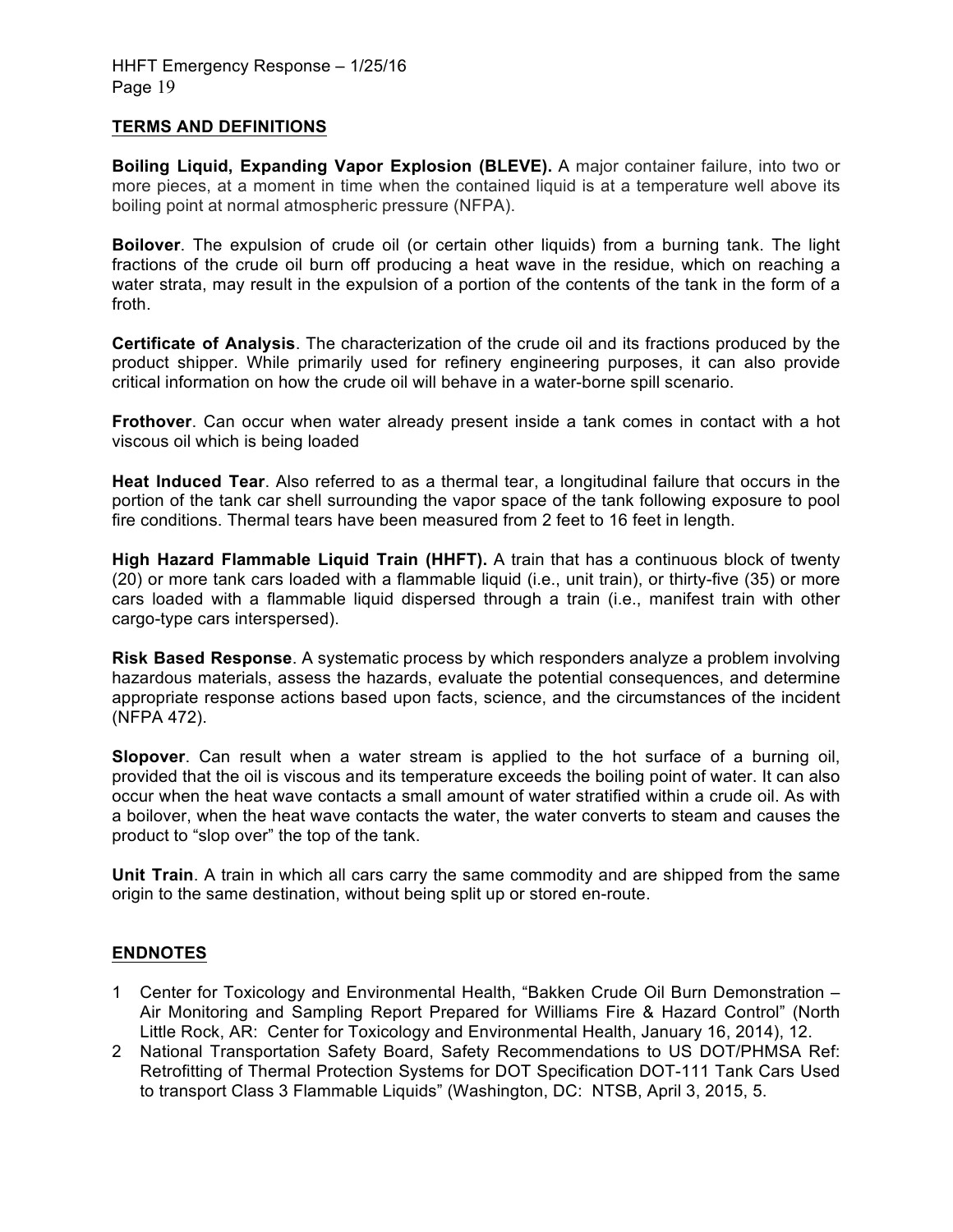## TERMS AND DEFINITIONS

**Boiling Liquid, Expanding Vapor Explosion (BLEVE).** A major container failure, into two or more pieces, at a moment in time when the contained liquid is at a temperature well above its boiling point at normal atmospheric pressure (NFPA).

**Boilover**. The expulsion of crude oil (or certain other liquids) from a burning tank. The light fractions of the crude oil burn off producing a heat wave in the residue, which on reaching a water strata, may result in the expulsion of a portion of the contents of the tank in the form of a froth.

**Certificate of Analysis**. The characterization of the crude oil and its fractions produced by the product shipper. While primarily used for refinery engineering purposes, it can also provide critical information on how the crude oil will behave in a water-borne spill scenario.

**Frothover**. Can occur when water already present inside a tank comes in contact with a hot viscous oil which is being loaded

**Heat Induced Tear**. Also referred to as a thermal tear, a longitudinal failure that occurs in the portion of the tank car shell surrounding the vapor space of the tank following exposure to pool fire conditions. Thermal tears have been measured from 2 feet to 16 feet in length.

**High Hazard Flammable Liquid Train (HHFT).** A train that has a continuous block of twenty (20) or more tank cars loaded with a flammable liquid (i.e., unit train), or thirty-five (35) or more cars loaded with a flammable liquid dispersed through a train (i.e., manifest train with other cargo-type cars interspersed).

**Risk Based Response**. A systematic process by which responders analyze a problem involving hazardous materials, assess the hazards, evaluate the potential consequences, and determine appropriate response actions based upon facts, science, and the circumstances of the incident (NFPA 472).

**Slopover**. Can result when a water stream is applied to the hot surface of a burning oil, provided that the oil is viscous and its temperature exceeds the boiling point of water. It can also occur when the heat wave contacts a small amount of water stratified within a crude oil. As with a boilover, when the heat wave contacts the water, the water converts to steam and causes the product to "slop over" the top of the tank.

**Unit Train**. A train in which all cars carry the same commodity and are shipped from the same origin to the same destination, without being split up or stored en-route.

## ENDNOTES

1 Center for Toxicology and Environmental Health, "Bakken Crude Oil Burn Demonstration – Air Monitoring and Sampling Report Prepared for Williams Fire & Hazard Control" (North Little Rock, AR: Center for Toxicology and Environmental Health, January 16, 2014), 12.

2 National Transportation Safety Board, Safety Recommendations to US DOT/PHMSA Ref: Retrofitting of Thermal Protection Systems for DOT Specification DOT-111 Tank Cars Used to transport Class 3 Flammable Liquids" (Washington, DC: NTSB, April 3, 2015, 5.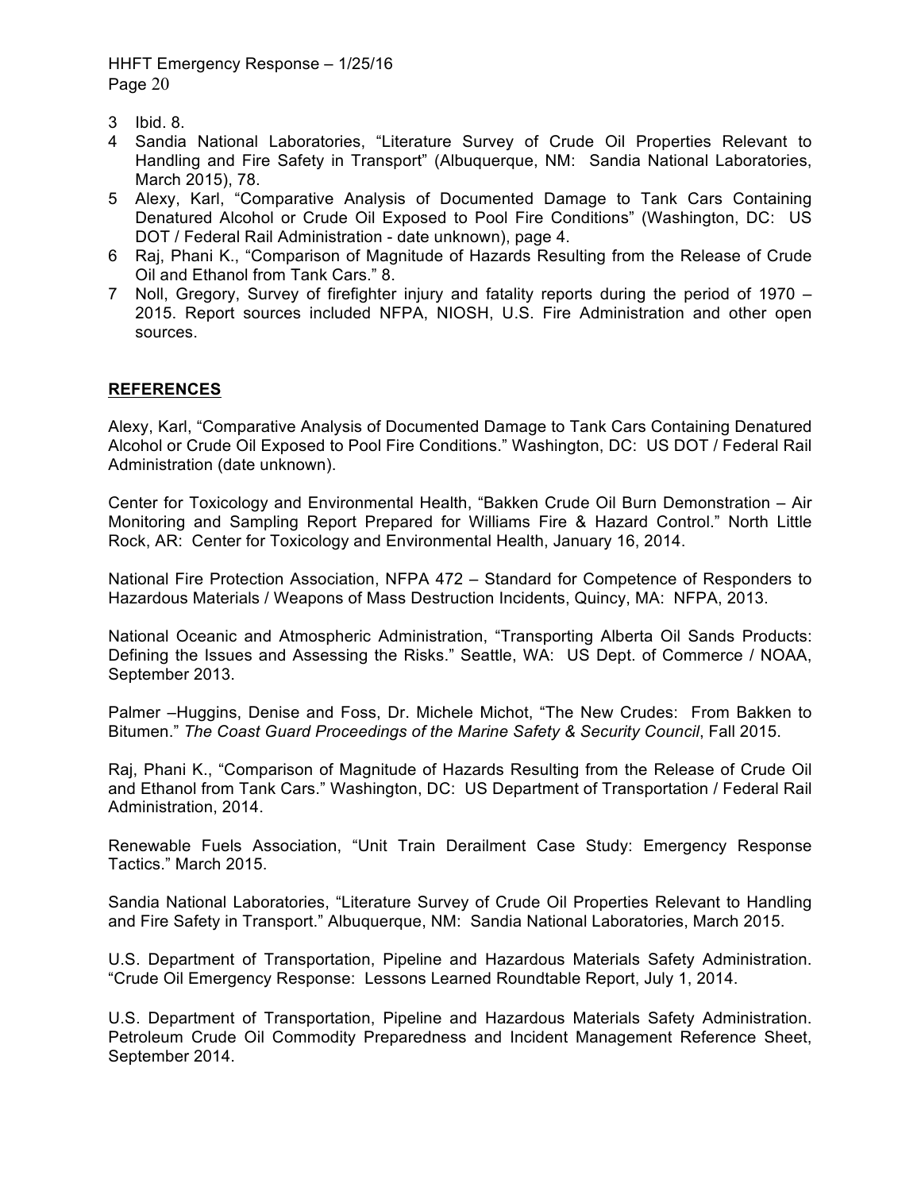3 Ibid. 8.
4 Sandia National Laboratories, “Literature Survey of Crude Oil Properties Relevant to Handling and Fire Safety in Transport” (Albuquerque, NM: Sandia National Laboratories, March 2015), 78.
5 Alexy, Karl, “Comparative Analysis of Documented Damage to Tank Cars Containing Denatured Alcohol or Crude Oil Exposed to Pool Fire Conditions” (Washington, DC: US DOT / Federal Rail Administration - date unknown), page 4.
6 Raj, Phani K., “Comparison of Magnitude of Hazards Resulting from the Release of Crude Oil and Ethanol from Tank Cars.” 8.
7 Noll, Gregory, Survey of firefighter injury and fatality reports during the period of 1970 – 2015. Report sources included NFPA, NIOSH, U.S. Fire Administration and other open sources.

## REFERENCES

Alexy, Karl, “Comparative Analysis of Documented Damage to Tank Cars Containing Denatured Alcohol or Crude Oil Exposed to Pool Fire Conditions.” Washington, DC: US DOT / Federal Rail Administration (date unknown).

Center for Toxicology and Environmental Health, “Bakken Crude Oil Burn Demonstration – Air Monitoring and Sampling Report Prepared for Williams Fire & Hazard Control.” North Little Rock, AR: Center for Toxicology and Environmental Health, January 16, 2014.

National Fire Protection Association, NFPA 472 – Standard for Competence of Responders to Hazardous Materials / Weapons of Mass Destruction Incidents, Quincy, MA: NFPA, 2013.

National Oceanic and Atmospheric Administration, “Transporting Alberta Oil Sands Products: Defining the Issues and Assessing the Risks.” Seattle, WA: US Dept. of Commerce / NOAA, September 2013.

Palmer –Huggins, Denise and Foss, Dr. Michele Michot, “The New Crudes: From Bakken to Bitumen.” *The Coast Guard Proceedings of the Marine Safety & Security Council*, Fall 2015.

Raj, Phani K., “Comparison of Magnitude of Hazards Resulting from the Release of Crude Oil and Ethanol from Tank Cars.” Washington, DC: US Department of Transportation / Federal Rail Administration, 2014.

Renewable Fuels Association, “Unit Train Derailment Case Study: Emergency Response Tactics.” March 2015.

Sandia National Laboratories, “Literature Survey of Crude Oil Properties Relevant to Handling and Fire Safety in Transport.” Albuquerque, NM: Sandia National Laboratories, March 2015.

U.S. Department of Transportation, Pipeline and Hazardous Materials Safety Administration. “Crude Oil Emergency Response: Lessons Learned Roundtable Report, July 1, 2014.

U.S. Department of Transportation, Pipeline and Hazardous Materials Safety Administration. Petroleum Crude Oil Commodity Preparedness and Incident Management Reference Sheet, September 2014.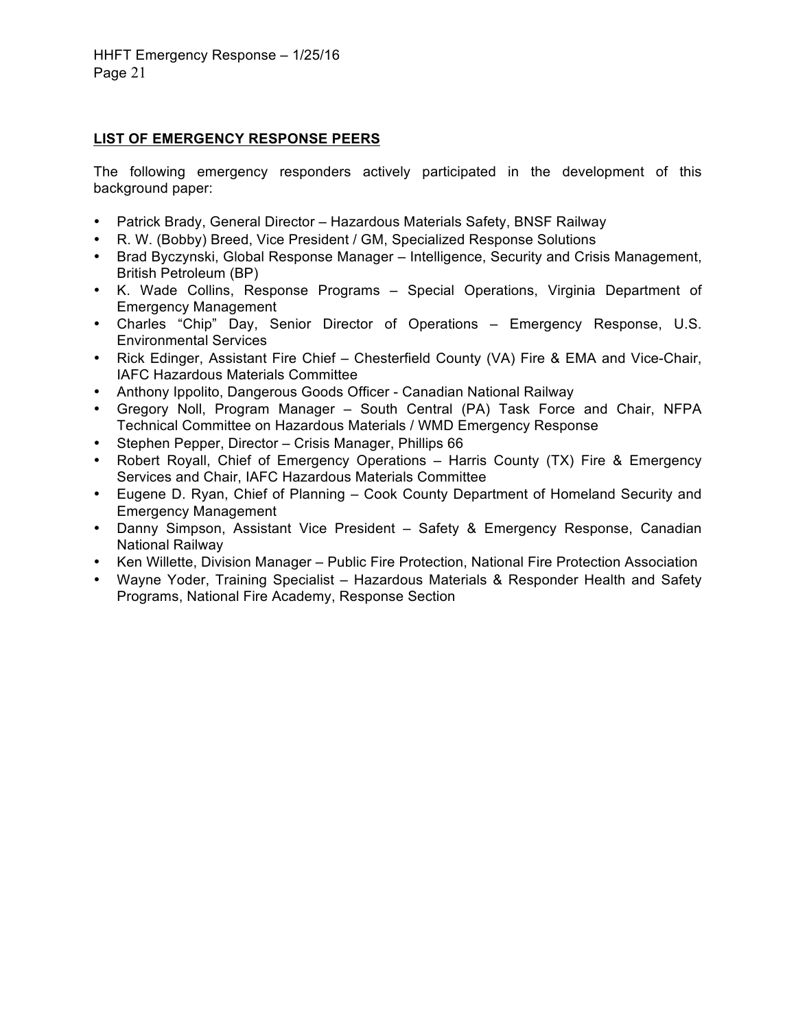## LIST OF EMERGENCY RESPONSE PEERS

The following emergency responders actively participated in the development of this background paper:

- Patrick Brady, General Director – Hazardous Materials Safety, BNSF Railway
- R. W. (Bobby) Breed, Vice President / GM, Specialized Response Solutions
- Brad Byczynski, Global Response Manager – Intelligence, Security and Crisis Management, British Petroleum (BP)
- K. Wade Collins, Response Programs – Special Operations, Virginia Department of Emergency Management
- Charles "Chip" Day, Senior Director of Operations – Emergency Response, U.S. Environmental Services
- Rick Edinger, Assistant Fire Chief – Chesterfield County (VA) Fire & EMA and Vice-Chair, IAFC Hazardous Materials Committee
- Anthony Ippolito, Dangerous Goods Officer - Canadian National Railway
- Gregory Noll, Program Manager – South Central (PA) Task Force and Chair, NFPA Technical Committee on Hazardous Materials / WMD Emergency Response
- Stephen Pepper, Director – Crisis Manager, Phillips 66
- Robert Royall, Chief of Emergency Operations – Harris County (TX) Fire & Emergency Services and Chair, IAFC Hazardous Materials Committee
- Eugene D. Ryan, Chief of Planning – Cook County Department of Homeland Security and Emergency Management
- Danny Simpson, Assistant Vice President – Safety & Emergency Response, Canadian National Railway
- Ken Willette, Division Manager – Public Fire Protection, National Fire Protection Association
- Wayne Yoder, Training Specialist – Hazardous Materials & Responder Health and Safety Programs, National Fire Academy, Response Section